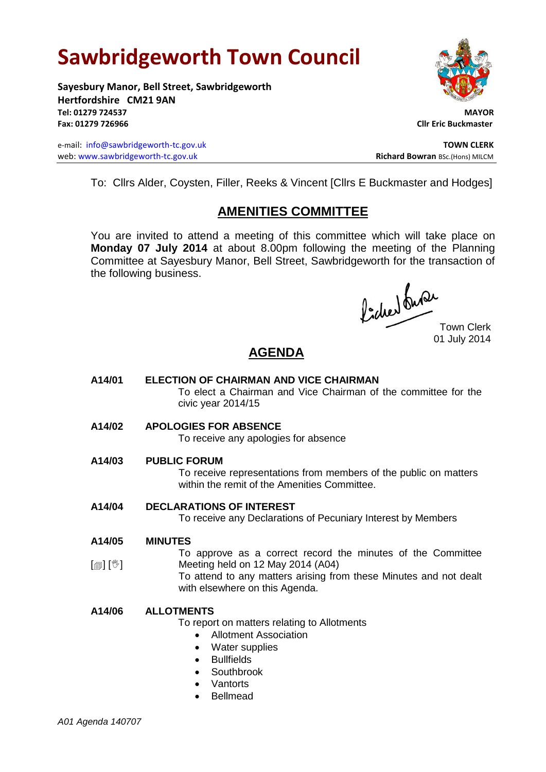# Sawbridgeworth Town Council

**Sayesbury Manor, Bell Street, Sawbridgeworth**
**Hertfordshire CM21 9AN**
**Tel: 01279 724537**
**Fax: 01279 726966**

**MAYOR**
**Cllr Eric Buckmaster**

e-mail: info@sawbridgeworth-tc.gov.uk
web: www.sawbridgeworth-tc.gov.uk

**TOWN CLERK**
**Richard Bowran** BSc.(Hons) MILCM

To: Cllrs Alder, Coysten, Filler, Reeks & Vincent [Cllrs E Buckmaster and Hodges]

## AMENITIES COMMITTEE

You are invited to attend a meeting of this committee which will take place on **Monday 07 July 2014** at about 8.00pm following the meeting of the Planning Committee at Sayesbury Manor, Bell Street, Sawbridgeworth for the transaction of the following business.

Town Clerk
01 July 2014

## AGENDA

**A14/01 ELECTION OF CHAIRMAN AND VICE CHAIRMAN**

To elect a Chairman and Vice Chairman of the committee for the civic year 2014/15

**A14/02 APOLOGIES FOR ABSENCE**

To receive any apologies for absence

**A14/03 PUBLIC FORUM**

To receive representations from members of the public on matters within the remit of the Amenities Committee.

**A14/04 DECLARATIONS OF INTEREST**

To receive any Declarations of Pecuniary Interest by Members

**A14/05 MINUTES**

[📄] [✋]

To approve as a correct record the minutes of the Committee Meeting held on 12 May 2014 (A04)

To attend to any matters arising from these Minutes and not dealt with elsewhere on this Agenda.

**A14/06 ALLOTMENTS**

To report on matters relating to Allotments

- Allotment Association
- Water supplies
- Bullfields
- Southbrook
- Vantorts
- Bellmead

*A01 Agenda 140707*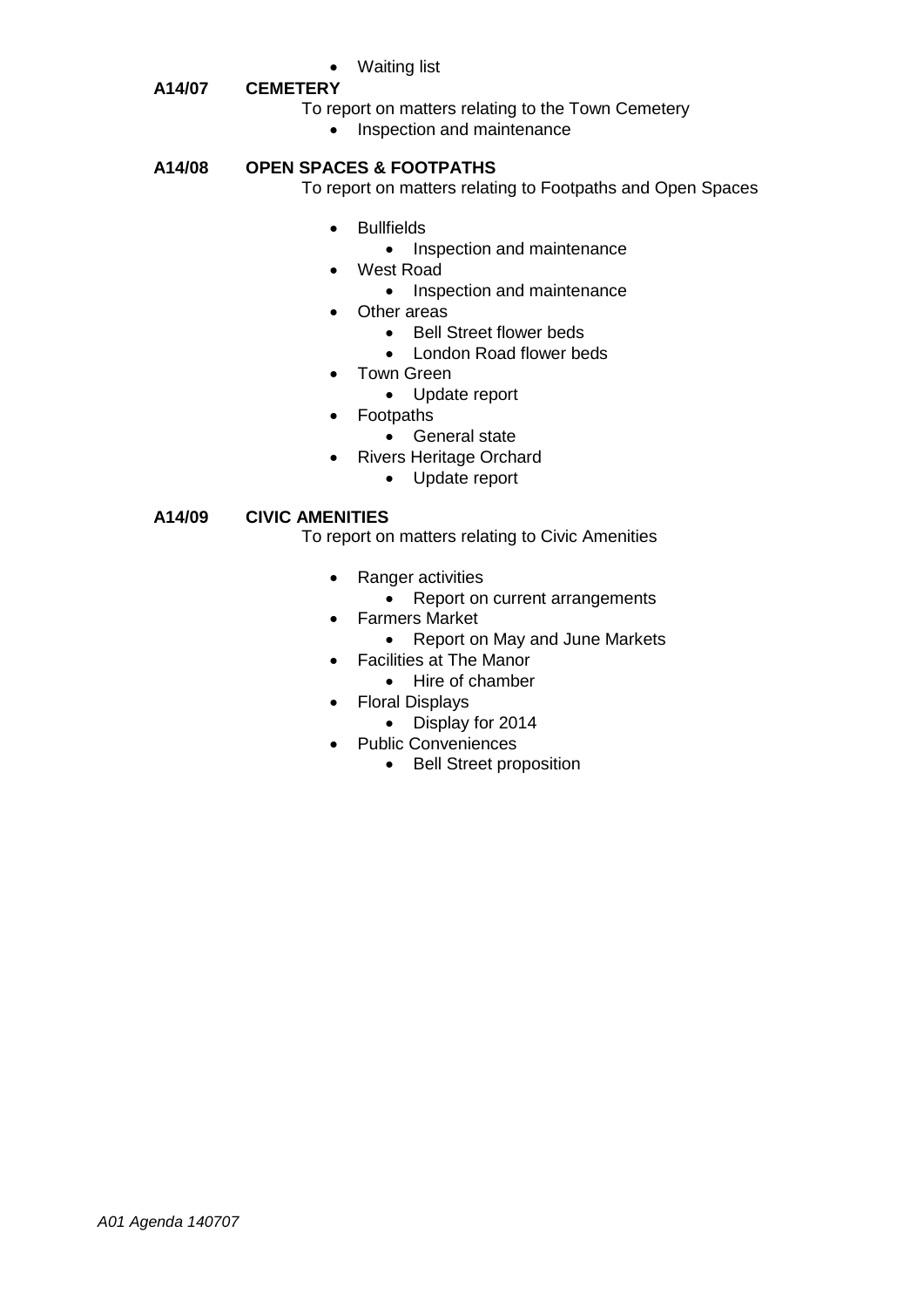- Waiting list

**A14/07 CEMETERY**

To report on matters relating to the Town Cemetery

- Inspection and maintenance

**A14/08 OPEN SPACES & FOOTPATHS**

To report on matters relating to Footpaths and Open Spaces

- Bullfields
  - Inspection and maintenance
- West Road
  - Inspection and maintenance
- Other areas
  - Bell Street flower beds
  - London Road flower beds
- Town Green
  - Update report
- Footpaths
  - General state
- Rivers Heritage Orchard
  - Update report

**A14/09 CIVIC AMENITIES**

To report on matters relating to Civic Amenities

- Ranger activities
  - Report on current arrangements
- Farmers Market
  - Report on May and June Markets
- Facilities at The Manor
  - Hire of chamber
- Floral Displays
  - Display for 2014
- Public Conveniences
  - Bell Street proposition